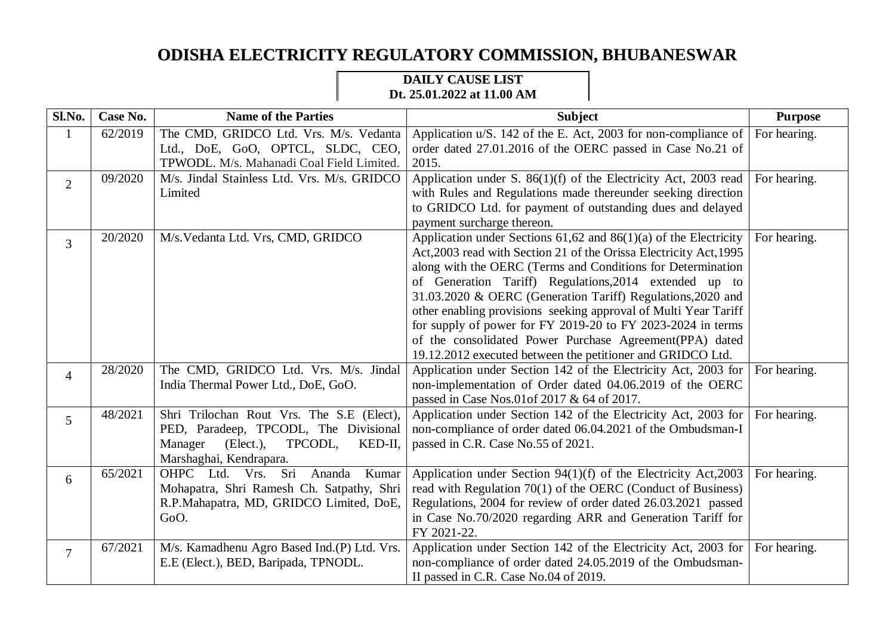# ODISHA ELECTRICITY REGULATORY COMMISSION, BHUBANESWAR

**DAILY CAUSE LIST**
**Dt. 25.01.2022 at 11.00 AM**

| Sl.No. | Case No. | Name of the Parties | Subject | Purpose |
|---|---|---|---|---|
| 1 | 62/2019 | The CMD, GRIDCO Ltd. Vrs. M/s. Vedanta Ltd., DoE, GoO, OPTCL, SLDC, CEO, TPWODL. M/s. Mahanadi Coal Field Limited. | Application u/S. 142 of the E. Act, 2003 for non-compliance of order dated 27.01.2016 of the OERC passed in Case No.21 of 2015. | For hearing. |
| 2 | 09/2020 | M/s. Jindal Stainless Ltd. Vrs. M/s. GRIDCO Limited | Application under S. 86(1)(f) of the Electricity Act, 2003 read with Rules and Regulations made thereunder seeking direction to GRIDCO Ltd. for payment of outstanding dues and delayed payment surcharge thereon. | For hearing. |
| 3 | 20/2020 | M/s.Vedanta Ltd. Vrs, CMD, GRIDCO | Application under Sections 61,62 and 86(1)(a) of the Electricity Act,2003 read with Section 21 of the Orissa Electricity Act,1995 along with the OERC (Terms and Conditions for Determination of Generation Tariff) Regulations,2014 extended up to 31.03.2020 & OERC (Generation Tariff) Regulations,2020 and other enabling provisions seeking approval of Multi Year Tariff for supply of power for FY 2019-20 to FY 2023-2024 in terms of the consolidated Power Purchase Agreement(PPA) dated 19.12.2012 executed between the petitioner and GRIDCO Ltd. | For hearing. |
| 4 | 28/2020 | The CMD, GRIDCO Ltd. Vrs. M/s. Jindal India Thermal Power Ltd., DoE, GoO. | Application under Section 142 of the Electricity Act, 2003 for non-implementation of Order dated 04.06.2019 of the OERC passed in Case Nos.01of 2017 & 64 of 2017. | For hearing. |
| 5 | 48/2021 | Shri Trilochan Rout Vrs. The S.E (Elect), PED, Paradeep, TPCODL, The Divisional Manager (Elect.), TPCODL, KED-II, Marshaghai, Kendrapara. | Application under Section 142 of the Electricity Act, 2003 for non-compliance of order dated 06.04.2021 of the Ombudsman-I passed in C.R. Case No.55 of 2021. | For hearing. |
| 6 | 65/2021 | OHPC Ltd. Vrs. Sri Ananda Kumar Mohapatra, Shri Ramesh Ch. Satpathy, Shri R.P.Mahapatra, MD, GRIDCO Limited, DoE, GoO. | Application under Section 94(1)(f) of the Electricity Act,2003 read with Regulation 70(1) of the OERC (Conduct of Business) Regulations, 2004 for review of order dated 26.03.2021 passed in Case No.70/2020 regarding ARR and Generation Tariff for FY 2021-22. | For hearing. |
| 7 | 67/2021 | M/s. Kamadhenu Agro Based Ind.(P) Ltd. Vrs. E.E (Elect.), BED, Baripada, TPNODL. | Application under Section 142 of the Electricity Act, 2003 for non-compliance of order dated 24.05.2019 of the Ombudsman-II passed in C.R. Case No.04 of 2019. | For hearing. |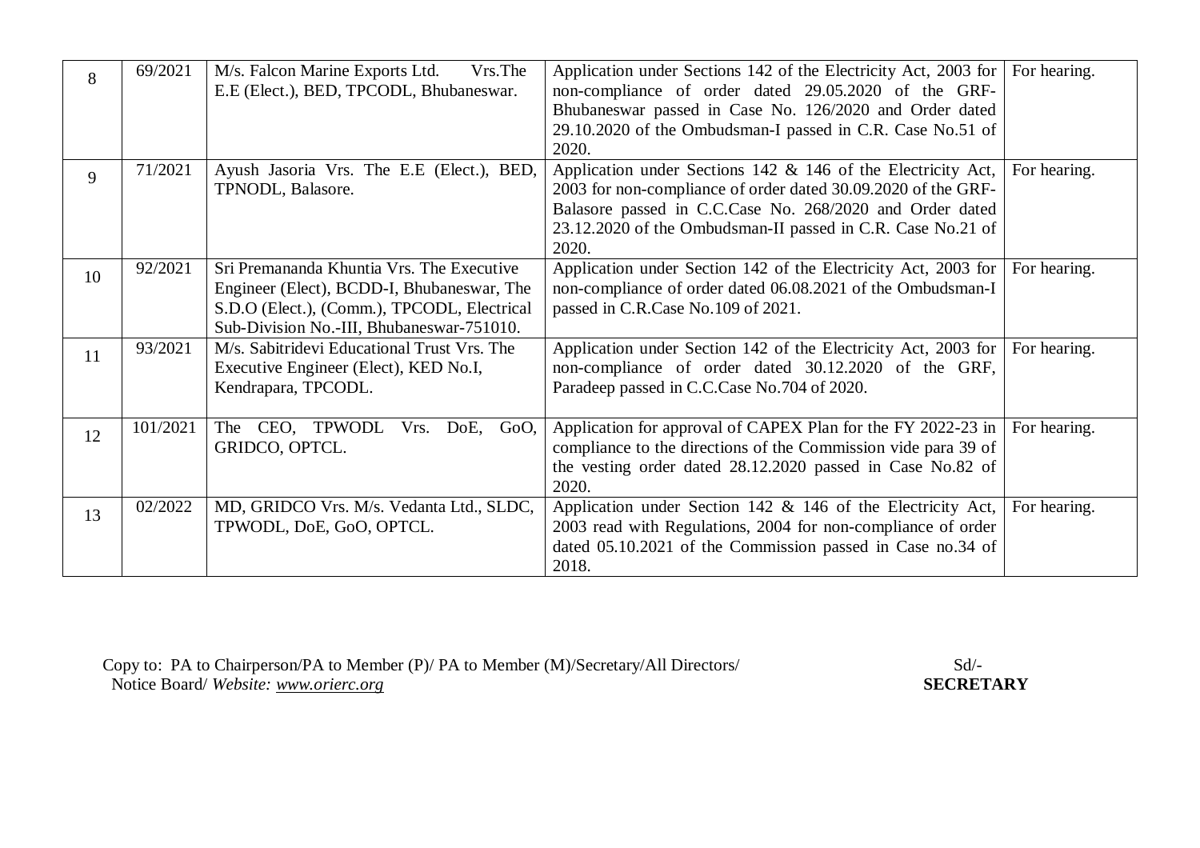| | | | | |
|---|---|---|---|---|
| 8 | 69/2021 | M/s. Falcon Marine Exports Ltd. Vrs.The E.E (Elect.), BED, TPCODL, Bhubaneswar. | Application under Sections 142 of the Electricity Act, 2003 for non-compliance of order dated 29.05.2020 of the GRF-Bhubaneswar passed in Case No. 126/2020 and Order dated 29.10.2020 of the Ombudsman-I passed in C.R. Case No.51 of 2020. | For hearing. |
| 9 | 71/2021 | Ayush Jasoria Vrs. The E.E (Elect.), BED, TPNODL, Balasore. | Application under Sections 142 & 146 of the Electricity Act, 2003 for non-compliance of order dated 30.09.2020 of the GRF-Balasore passed in C.C.Case No. 268/2020 and Order dated 23.12.2020 of the Ombudsman-II passed in C.R. Case No.21 of 2020. | For hearing. |
| 10 | 92/2021 | Sri Premananda Khuntia Vrs. The Executive Engineer (Elect), BCDD-I, Bhubaneswar, The S.D.O (Elect.), (Comm.), TPCODL, Electrical Sub-Division No.-III, Bhubaneswar-751010. | Application under Section 142 of the Electricity Act, 2003 for non-compliance of order dated 06.08.2021 of the Ombudsman-I passed in C.R.Case No.109 of 2021. | For hearing. |
| 11 | 93/2021 | M/s. Sabitridevi Educational Trust Vrs. The Executive Engineer (Elect), KED No.I, Kendrapara, TPCODL. | Application under Section 142 of the Electricity Act, 2003 for non-compliance of order dated 30.12.2020 of the GRF, Paradeep passed in C.C.Case No.704 of 2020. | For hearing. |
| 12 | 101/2021 | The CEO, TPWODL Vrs. DoE, GoO, GRIDCO, OPTCL. | Application for approval of CAPEX Plan for the FY 2022-23 in compliance to the directions of the Commission vide para 39 of the vesting order dated 28.12.2020 passed in Case No.82 of 2020. | For hearing. |
| 13 | 02/2022 | MD, GRIDCO Vrs. M/s. Vedanta Ltd., SLDC, TPWODL, DoE, GoO, OPTCL. | Application under Section 142 & 146 of the Electricity Act, 2003 read with Regulations, 2004 for non-compliance of order dated 05.10.2021 of the Commission passed in Case no.34 of 2018. | For hearing. |

Copy to: PA to Chairperson/PA to Member (P)/ PA to Member (M)/Secretary/All Directors/ Notice Board/ *Website: www.orierc.org*

Sd/-
**SECRETARY**